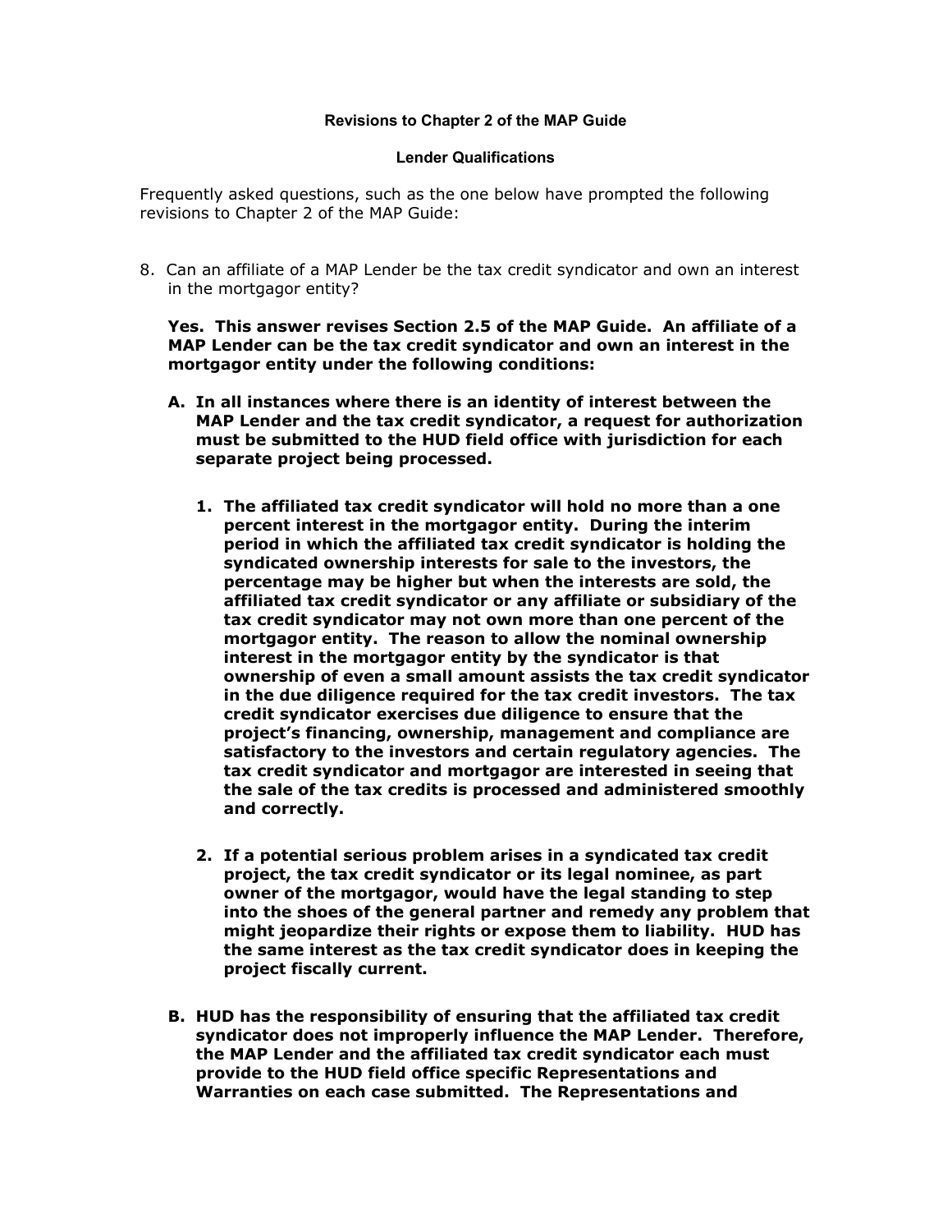**Revisions to Chapter 2 of the MAP Guide**

**Lender Qualifications**

Frequently asked questions, such as the one below have prompted the following revisions to Chapter 2 of the MAP Guide:

8. Can an affiliate of a MAP Lender be the tax credit syndicator and own an interest in the mortgagor entity?

   **Yes. This answer revises Section 2.5 of the MAP Guide. An affiliate of a MAP Lender can be the tax credit syndicator and own an interest in the mortgagor entity under the following conditions:**

   **A. In all instances where there is an identity of interest between the MAP Lender and the tax credit syndicator, a request for authorization must be submitted to the HUD field office with jurisdiction for each separate project being processed.**

      **1. The affiliated tax credit syndicator will hold no more than a one percent interest in the mortgagor entity. During the interim period in which the affiliated tax credit syndicator is holding the syndicated ownership interests for sale to the investors, the percentage may be higher but when the interests are sold, the affiliated tax credit syndicator or any affiliate or subsidiary of the tax credit syndicator may not own more than one percent of the mortgagor entity. The reason to allow the nominal ownership interest in the mortgagor entity by the syndicator is that ownership of even a small amount assists the tax credit syndicator in the due diligence required for the tax credit investors. The tax credit syndicator exercises due diligence to ensure that the project's financing, ownership, management and compliance are satisfactory to the investors and certain regulatory agencies. The tax credit syndicator and mortgagor are interested in seeing that the sale of the tax credits is processed and administered smoothly and correctly.**

      **2. If a potential serious problem arises in a syndicated tax credit project, the tax credit syndicator or its legal nominee, as part owner of the mortgagor, would have the legal standing to step into the shoes of the general partner and remedy any problem that might jeopardize their rights or expose them to liability. HUD has the same interest as the tax credit syndicator does in keeping the project fiscally current.**

   **B. HUD has the responsibility of ensuring that the affiliated tax credit syndicator does not improperly influence the MAP Lender. Therefore, the MAP Lender and the affiliated tax credit syndicator each must provide to the HUD field office specific Representations and Warranties on each case submitted. The Representations and**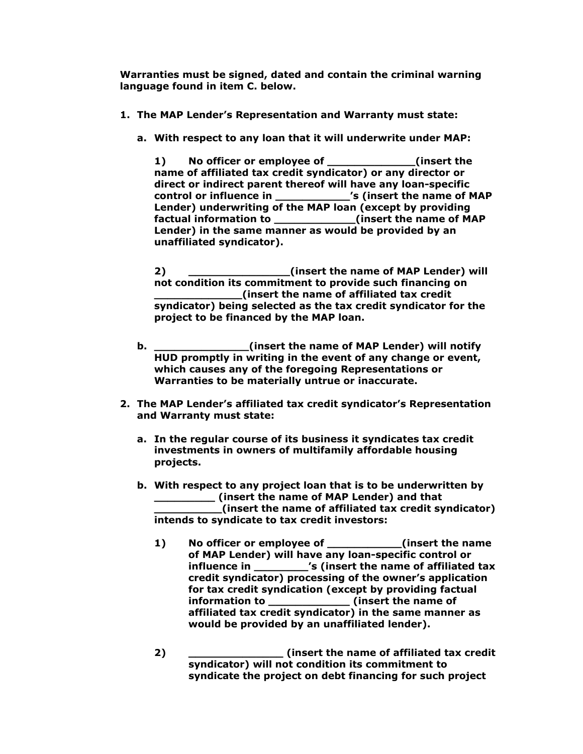**Warranties must be signed, dated and contain the criminal warning language found in item C. below.**

1. **The MAP Lender's Representation and Warranty must state:**

   a. **With respect to any loan that it will underwrite under MAP:**

      **1) No officer or employee of _____________(insert the name of affiliated tax credit syndicator) or any director or direct or indirect parent thereof will have any loan-specific control or influence in ___________'s (insert the name of MAP Lender) underwriting of the MAP loan (except by providing factual information to ____________(insert the name of MAP Lender) in the same manner as would be provided by an unaffiliated syndicator).**

      **2) _______________(insert the name of MAP Lender) will not condition its commitment to provide such financing on _____________(insert the name of affiliated tax credit syndicator) being selected as the tax credit syndicator for the project to be financed by the MAP loan.**

   b. **______________(insert the name of MAP Lender) will notify HUD promptly in writing in the event of any change or event, which causes any of the foregoing Representations or Warranties to be materially untrue or inaccurate.**

2. **The MAP Lender's affiliated tax credit syndicator's Representation and Warranty must state:**

   a. **In the regular course of its business it syndicates tax credit investments in owners of multifamily affordable housing projects.**

   b. **With respect to any project loan that is to be underwritten by _________ (insert the name of MAP Lender) and that __________(insert the name of affiliated tax credit syndicator) intends to syndicate to tax credit investors:**

      **1) No officer or employee of ___________(insert the name of MAP Lender) will have any loan-specific control or influence in ________'s (insert the name of affiliated tax credit syndicator) processing of the owner's application for tax credit syndication (except by providing factual information to ____________ (insert the name of affiliated tax credit syndicator) in the same manner as would be provided by an unaffiliated lender).**

      **2) ______________ (insert the name of affiliated tax credit syndicator) will not condition its commitment to syndicate the project on debt financing for such project**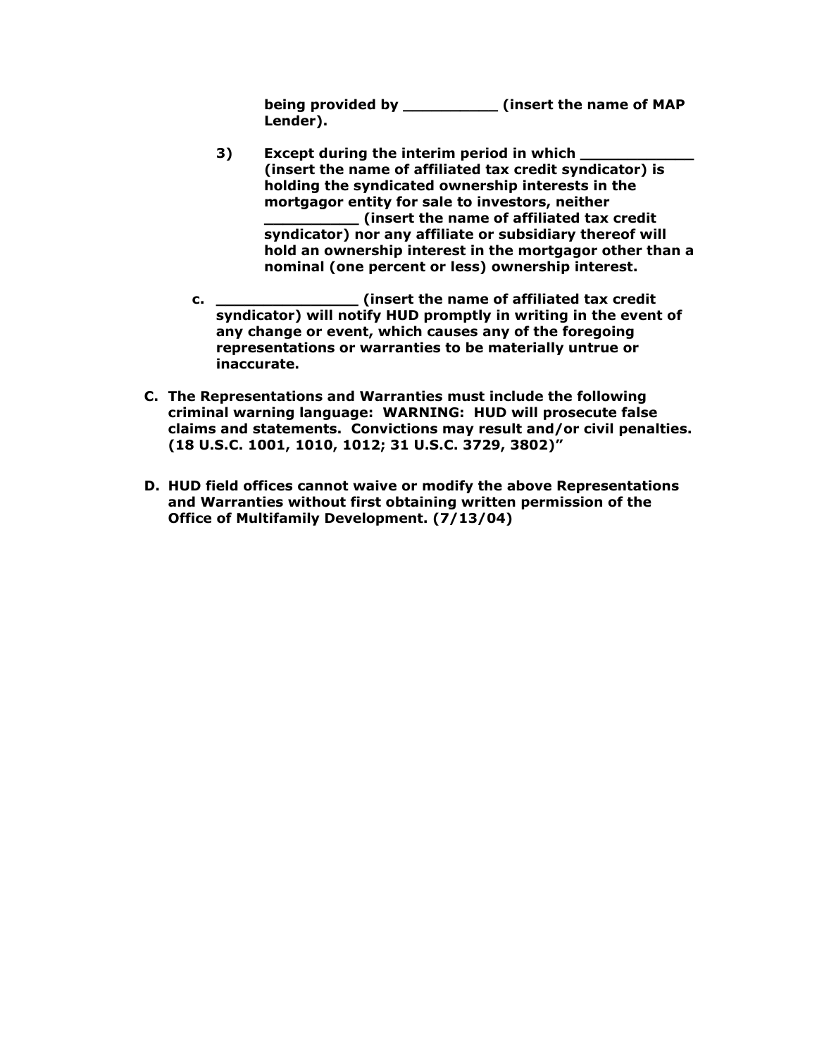**being provided by __________ (insert the name of MAP Lender).**

3) **Except during the interim period in which ____________ (insert the name of affiliated tax credit syndicator) is holding the syndicated ownership interests in the mortgagor entity for sale to investors, neither __________ (insert the name of affiliated tax credit syndicator) nor any affiliate or subsidiary thereof will hold an ownership interest in the mortgagor other than a nominal (one percent or less) ownership interest.**

c. **_______________ (insert the name of affiliated tax credit syndicator) will notify HUD promptly in writing in the event of any change or event, which causes any of the foregoing representations or warranties to be materially untrue or inaccurate.**

C. **The Representations and Warranties must include the following criminal warning language: WARNING: HUD will prosecute false claims and statements. Convictions may result and/or civil penalties. (18 U.S.C. 1001, 1010, 1012; 31 U.S.C. 3729, 3802)"**

D. **HUD field offices cannot waive or modify the above Representations and Warranties without first obtaining written permission of the Office of Multifamily Development. (7/13/04)**